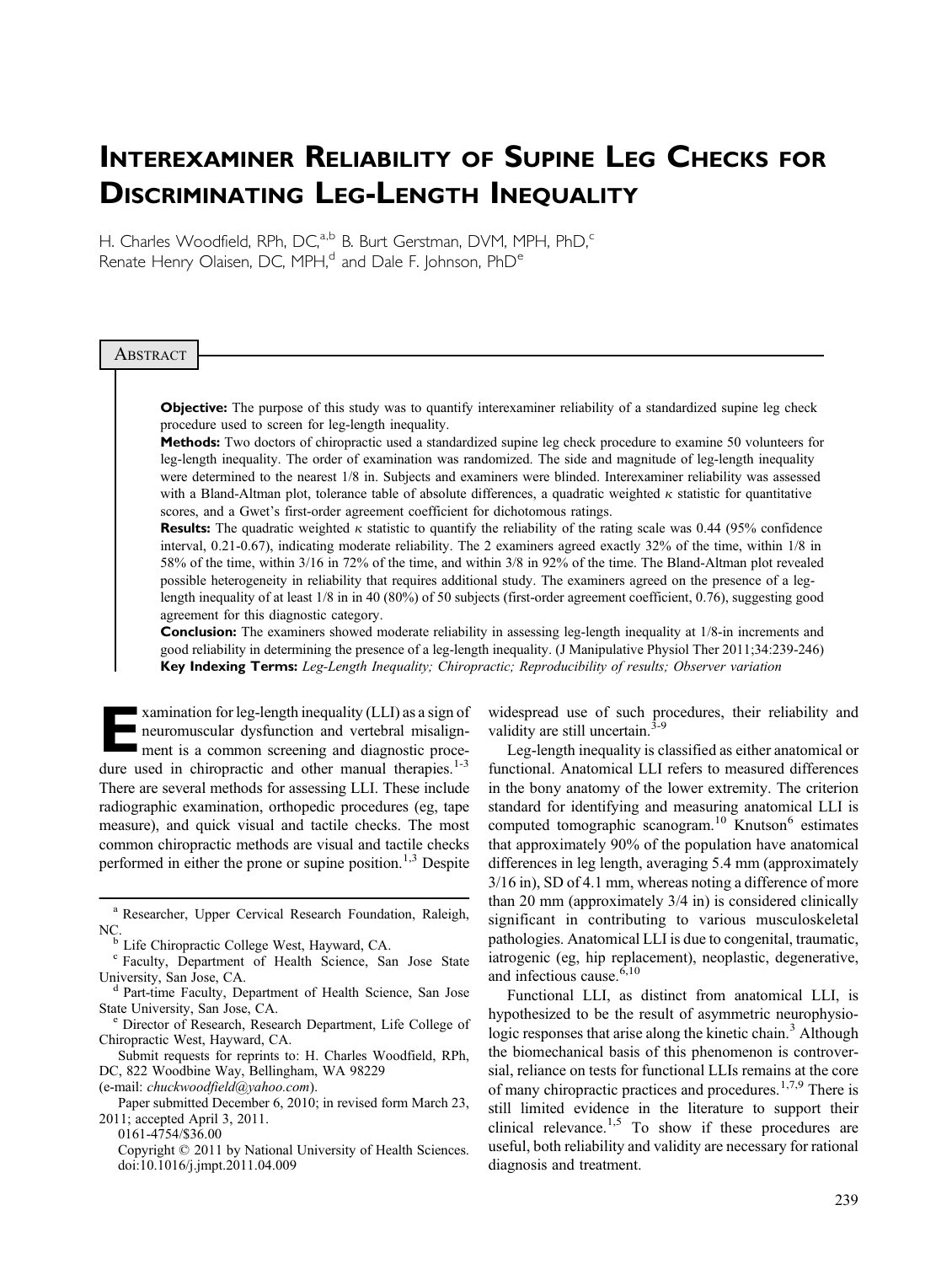# Interexaminer Reliability of Supine Leg Checks for Discriminating Leg-Length Inequality

H. Charles Woodfield, RPh, DC,[a,b] B. Burt Gerstman, DVM, MPH, PhD,[c] Renate Henry Olaisen, DC, MPH,[d] and Dale F. Johnson, PhD[e]

## Abstract

**Objective:** The purpose of this study was to quantify interexaminer reliability of a standardized supine leg check procedure used to screen for leg-length inequality.

**Methods:** Two doctors of chiropractic used a standardized supine leg check procedure to examine 50 volunteers for leg-length inequality. The order of examination was randomized. The side and magnitude of leg-length inequality were determined to the nearest 1/8 in. Subjects and examiners were blinded. Interexaminer reliability was assessed with a Bland-Altman plot, tolerance table of absolute differences, a quadratic weighted $\kappa$ statistic for quantitative scores, and a Gwet's first-order agreement coefficient for dichotomous ratings.

**Results:** The quadratic weighted $\kappa$ statistic to quantify the reliability of the rating scale was 0.44 (95% confidence interval, 0.21-0.67), indicating moderate reliability. The 2 examiners agreed exactly 32% of the time, within 1/8 in 58% of the time, within 3/16 in 72% of the time, and within 3/8 in 92% of the time. The Bland-Altman plot revealed possible heterogeneity in reliability that requires additional study. The examiners agreed on the presence of a leg-length inequality of at least 1/8 in in 40 (80%) of 50 subjects (first-order agreement coefficient, 0.76), suggesting good agreement for this diagnostic category.

**Conclusion:** The examiners showed moderate reliability in assessing leg-length inequality at 1/8-in increments and good reliability in determining the presence of a leg-length inequality. (J Manipulative Physiol Ther 2011;34:239-246)

**Key Indexing Terms:** *Leg-Length Inequality; Chiropractic; Reproducibility of results; Observer variation*

Examination for leg-length inequality (LLI) as a sign of neuromuscular dysfunction and vertebral misalignment is a common screening and diagnostic procedure used in chiropractic and other manual therapies.[1-3] There are several methods for assessing LLI. These include radiographic examination, orthopedic procedures (eg, tape measure), and quick visual and tactile checks. The most common chiropractic methods are visual and tactile checks performed in either the prone or supine position.[1,3] Despite widespread use of such procedures, their reliability and validity are still uncertain.[3-9]

Leg-length inequality is classified as either anatomical or functional. Anatomical LLI refers to measured differences in the bony anatomy of the lower extremity. The criterion standard for identifying and measuring anatomical LLI is computed tomographic scanogram.[10] Knutson[6] estimates that approximately 90% of the population have anatomical differences in leg length, averaging 5.4 mm (approximately 3/16 in), SD of 4.1 mm, whereas noting a difference of more than 20 mm (approximately 3/4 in) is considered clinically significant in contributing to various musculoskeletal pathologies. Anatomical LLI is due to congenital, traumatic, iatrogenic (eg, hip replacement), neoplastic, degenerative, and infectious cause.[6,10]

Functional LLI, as distinct from anatomical LLI, is hypothesized to be the result of asymmetric neurophysiologic responses that arise along the kinetic chain.[3] Although the biomechanical basis of this phenomenon is controversial, reliance on tests for functional LLIs remains at the core of many chiropractic practices and procedures.[1,7,9] There is still limited evidence in the literature to support their clinical relevance.[1,5] To show if these procedures are useful, both reliability and validity are necessary for rational diagnosis and treatment.

---

[a] Researcher, Upper Cervical Research Foundation, Raleigh, NC.

[b] Life Chiropractic College West, Hayward, CA.

[c] Faculty, Department of Health Science, San Jose State University, San Jose, CA.

[d] Part-time Faculty, Department of Health Science, San Jose State University, San Jose, CA.

[e] Director of Research, Research Department, Life College of Chiropractic West, Hayward, CA.

Submit requests for reprints to: H. Charles Woodfield, RPh, DC, 822 Woodbine Way, Bellingham, WA 98229 (e-mail: *chuckwoodfield@yahoo.com*).

Paper submitted December 6, 2010; in revised form March 23, 2011; accepted April 3, 2011.

0161-4754/$36.00

Copyright © 2011 by National University of Health Sciences.
doi:10.1016/j.jmpt.2011.04.009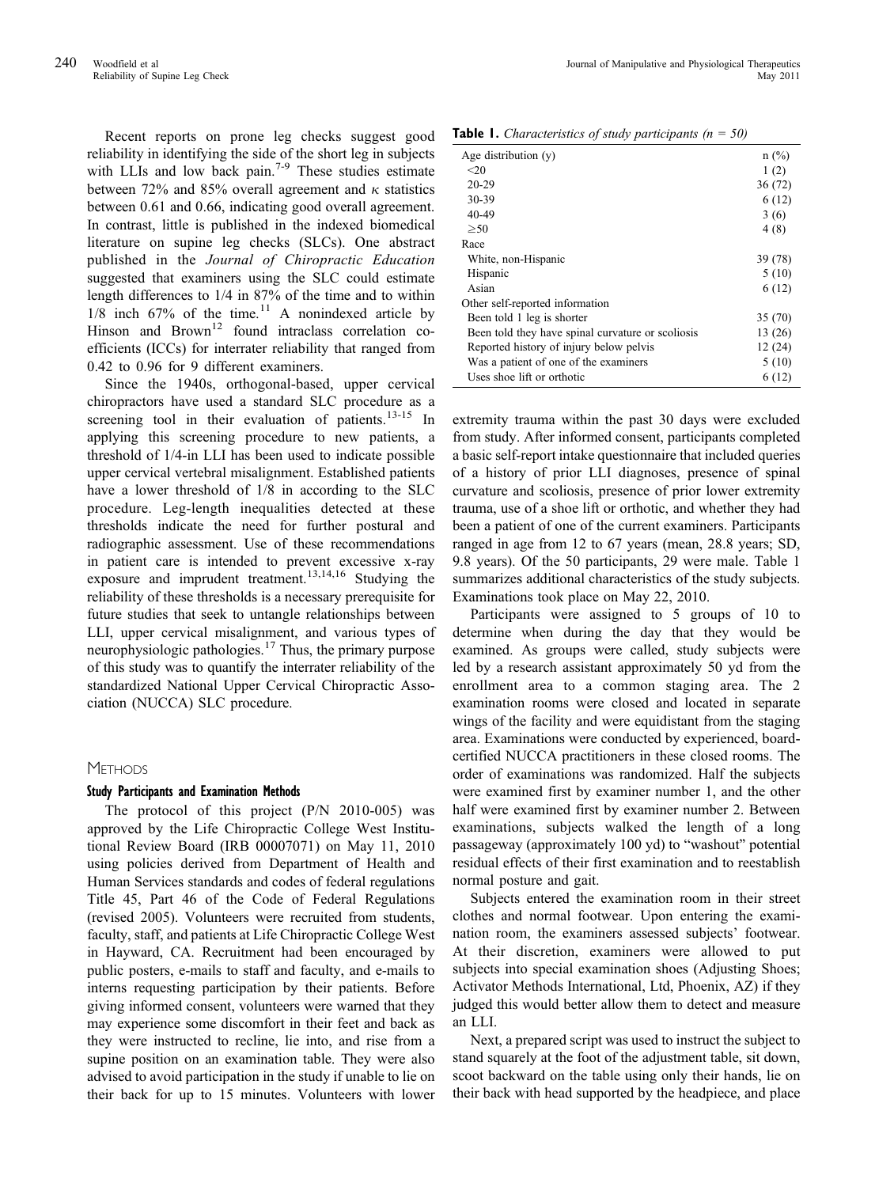Recent reports on prone leg checks suggest good reliability in identifying the side of the short leg in subjects with LLIs and low back pain.[7-9] These studies estimate between 72% and 85% overall agreement and $\kappa$ statistics between 0.61 and 0.66, indicating good overall agreement. In contrast, little is published in the indexed biomedical literature on supine leg checks (SLCs). One abstract published in the *Journal of Chiropractic Education* suggested that examiners using the SLC could estimate length differences to 1/4 in 87% of the time and to within 1/8 inch 67% of the time.[11] A nonindexed article by Hinson and Brown[12] found intraclass correlation coefficients (ICCs) for interrater reliability that ranged from 0.42 to 0.96 for 9 different examiners.

Since the 1940s, orthogonal-based, upper cervical chiropractors have used a standard SLC procedure as a screening tool in their evaluation of patients.[13-15] In applying this screening procedure to new patients, a threshold of 1/4-in LLI has been used to indicate possible upper cervical vertebral misalignment. Established patients have a lower threshold of 1/8 in according to the SLC procedure. Leg-length inequalities detected at these thresholds indicate the need for further postural and radiographic assessment. Use of these recommendations in patient care is intended to prevent excessive x-ray exposure and imprudent treatment.[13,14,16] Studying the reliability of these thresholds is a necessary prerequisite for future studies that seek to untangle relationships between LLI, upper cervical misalignment, and various types of neurophysiologic pathologies.[17] Thus, the primary purpose of this study was to quantify the interrater reliability of the standardized National Upper Cervical Chiropractic Association (NUCCA) SLC procedure.

## Methods

### Study Participants and Examination Methods

The protocol of this project (P/N 2010-005) was approved by the Life Chiropractic College West Institutional Review Board (IRB 00007071) on May 11, 2010 using policies derived from Department of Health and Human Services standards and codes of federal regulations Title 45, Part 46 of the Code of Federal Regulations (revised 2005). Volunteers were recruited from students, faculty, staff, and patients at Life Chiropractic College West in Hayward, CA. Recruitment had been encouraged by public posters, e-mails to staff and faculty, and e-mails to interns requesting participation by their patients. Before giving informed consent, volunteers were warned that they may experience some discomfort in their feet and back as they were instructed to recline, lie into, and rise from a supine position on an examination table. They were also advised to avoid participation in the study if unable to lie on their back for up to 15 minutes. Volunteers with lower extremity trauma within the past 30 days were excluded from study. After informed consent, participants completed a basic self-report intake questionnaire that included queries of a history of prior LLI diagnoses, presence of spinal curvature and scoliosis, presence of prior lower extremity trauma, use of a shoe lift or orthotic, and whether they had been a patient of one of the current examiners. Participants ranged in age from 12 to 67 years (mean, 28.8 years; SD, 9.8 years). Of the 50 participants, 29 were male. Table 1 summarizes additional characteristics of the study subjects. Examinations took place on May 22, 2010.

**Table 1.** *Characteristics of study participants (n = 50)*

| Age distribution (y) | n (%) |
|---|---|
| <20 | 1 (2) |
| 20-29 | 36 (72) |
| 30-39 | 6 (12) |
| 40-49 | 3 (6) |
| ≥50 | 4 (8) |
| Race | |
| White, non-Hispanic | 39 (78) |
| Hispanic | 5 (10) |
| Asian | 6 (12) |
| Other self-reported information | |
| Been told 1 leg is shorter | 35 (70) |
| Been told they have spinal curvature or scoliosis | 13 (26) |
| Reported history of injury below pelvis | 12 (24) |
| Was a patient of one of the examiners | 5 (10) |
| Uses shoe lift or orthotic | 6 (12) |

Participants were assigned to 5 groups of 10 to determine when during the day that they would be examined. As groups were called, study subjects were led by a research assistant approximately 50 yd from the enrollment area to a common staging area. The 2 examination rooms were closed and located in separate wings of the facility and were equidistant from the staging area. Examinations were conducted by experienced, board-certified NUCCA practitioners in these closed rooms. The order of examinations was randomized. Half the subjects were examined first by examiner number 1, and the other half were examined first by examiner number 2. Between examinations, subjects walked the length of a long passageway (approximately 100 yd) to "washout" potential residual effects of their first examination and to reestablish normal posture and gait.

Subjects entered the examination room in their street clothes and normal footwear. Upon entering the examination room, the examiners assessed subjects' footwear. At their discretion, examiners were allowed to put subjects into special examination shoes (Adjusting Shoes; Activator Methods International, Ltd, Phoenix, AZ) if they judged this would better allow them to detect and measure an LLI.

Next, a prepared script was used to instruct the subject to stand squarely at the foot of the adjustment table, sit down, scoot backward on the table using only their hands, lie on their back with head supported by the headpiece, and place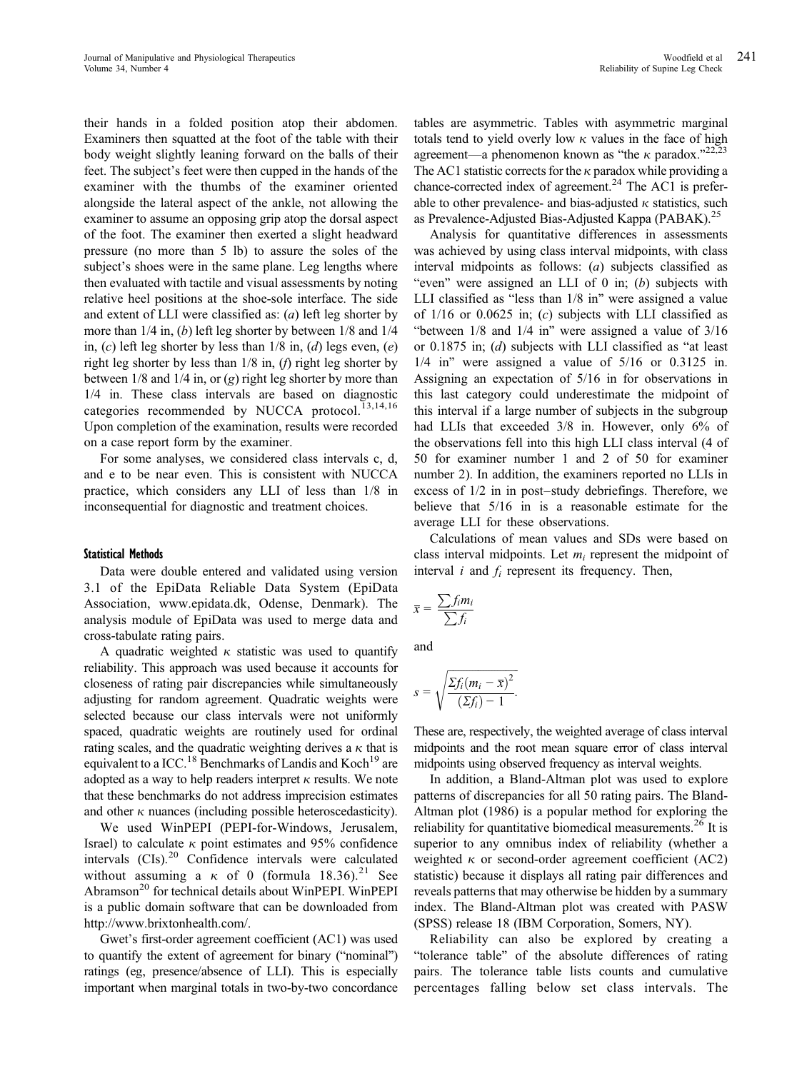their hands in a folded position atop their abdomen. Examiners then squatted at the foot of the table with their body weight slightly leaning forward on the balls of their feet. The subject's feet were then cupped in the hands of the examiner with the thumbs of the examiner oriented alongside the lateral aspect of the ankle, not allowing the examiner to assume an opposing grip atop the dorsal aspect of the foot. The examiner then exerted a slight headward pressure (no more than 5 lb) to assure the soles of the subject's shoes were in the same plane. Leg lengths where then evaluated with tactile and visual assessments by noting relative heel positions at the shoe-sole interface. The side and extent of LLI were classified as: (*a*) left leg shorter by more than 1/4 in, (*b*) left leg shorter by between 1/8 and 1/4 in, (*c*) left leg shorter by less than 1/8 in, (*d*) legs even, (*e*) right leg shorter by less than 1/8 in, (*f*) right leg shorter by between 1/8 and 1/4 in, or (*g*) right leg shorter by more than 1/4 in. These class intervals are based on diagnostic categories recommended by NUCCA protocol.[13,14,16] Upon completion of the examination, results were recorded on a case report form by the examiner.

For some analyses, we considered class intervals c, d, and e to be near even. This is consistent with NUCCA practice, which considers any LLI of less than 1/8 in inconsequential for diagnostic and treatment choices.

### Statistical Methods

Data were double entered and validated using version 3.1 of the EpiData Reliable Data System (EpiData Association, www.epidata.dk, Odense, Denmark). The analysis module of EpiData was used to merge data and cross-tabulate rating pairs.

A quadratic weighted $\kappa$ statistic was used to quantify reliability. This approach was used because it accounts for closeness of rating pair discrepancies while simultaneously adjusting for random agreement. Quadratic weights were selected because our class intervals were not uniformly spaced, quadratic weights are routinely used for ordinal rating scales, and the quadratic weighting derives a $\kappa$ that is equivalent to a ICC.[18] Benchmarks of Landis and Koch[19] are adopted as a way to help readers interpret $\kappa$ results. We note that these benchmarks do not address imprecision estimates and other $\kappa$ nuances (including possible heteroscedasticity).

We used WinPEPI (PEPI-for-Windows, Jerusalem, Israel) to calculate $\kappa$ point estimates and 95% confidence intervals (CIs).[20] Confidence intervals were calculated without assuming a $\kappa$ of 0 (formula 18.36).[21] See Abramson[20] for technical details about WinPEPI. WinPEPI is a public domain software that can be downloaded from http://www.brixtonhealth.com/.

Gwet's first-order agreement coefficient (AC1) was used to quantify the extent of agreement for binary ("nominal") ratings (eg, presence/absence of LLI). This is especially important when marginal totals in two-by-two concordance tables are asymmetric. Tables with asymmetric marginal totals tend to yield overly low $\kappa$ values in the face of high agreement—a phenomenon known as "the $\kappa$ paradox."[22,23] The AC1 statistic corrects for the $\kappa$ paradox while providing a chance-corrected index of agreement.[24] The AC1 is preferable to other prevalence- and bias-adjusted $\kappa$ statistics, such as Prevalence-Adjusted Bias-Adjusted Kappa (PABAK).[25]

Analysis for quantitative differences in assessments was achieved by using class interval midpoints, with class interval midpoints as follows: (*a*) subjects classified as "even" were assigned an LLI of 0 in; (*b*) subjects with LLI classified as "less than 1/8 in" were assigned a value of 1/16 or 0.0625 in; (*c*) subjects with LLI classified as "between 1/8 and 1/4 in" were assigned a value of 3/16 or 0.1875 in; (*d*) subjects with LLI classified as "at least 1/4 in" were assigned a value of 5/16 or 0.3125 in. Assigning an expectation of 5/16 in for observations in this last category could underestimate the midpoint of this interval if a large number of subjects in the subgroup had LLIs that exceeded 3/8 in. However, only 6% of the observations fell into this high LLI class interval (4 of 50 for examiner number 1 and 2 of 50 for examiner number 2). In addition, the examiners reported no LLIs in excess of 1/2 in in post–study debriefings. Therefore, we believe that 5/16 in is a reasonable estimate for the average LLI for these observations.

Calculations of mean values and SDs were based on class interval midpoints. Let $m_i$ represent the midpoint of interval $i$ and $f_i$ represent its frequency. Then,

$$\bar{x} = \frac{\sum f_i m_i}{\sum f_i}$$

and

$$s = \sqrt{\frac{\Sigma f_i (m_i - \bar{x})^2}{(\Sigma f_i) - 1}}.$$

These are, respectively, the weighted average of class interval midpoints and the root mean square error of class interval midpoints using observed frequency as interval weights.

In addition, a Bland-Altman plot was used to explore patterns of discrepancies for all 50 rating pairs. The Bland-Altman plot (1986) is a popular method for exploring the reliability for quantitative biomedical measurements.[26] It is superior to any omnibus index of reliability (whether a weighted $\kappa$ or second-order agreement coefficient (AC2) statistic) because it displays all rating pair differences and reveals patterns that may otherwise be hidden by a summary index. The Bland-Altman plot was created with PASW (SPSS) release 18 (IBM Corporation, Somers, NY).

Reliability can also be explored by creating a "tolerance table" of the absolute differences of rating pairs. The tolerance table lists counts and cumulative percentages falling below set class intervals. The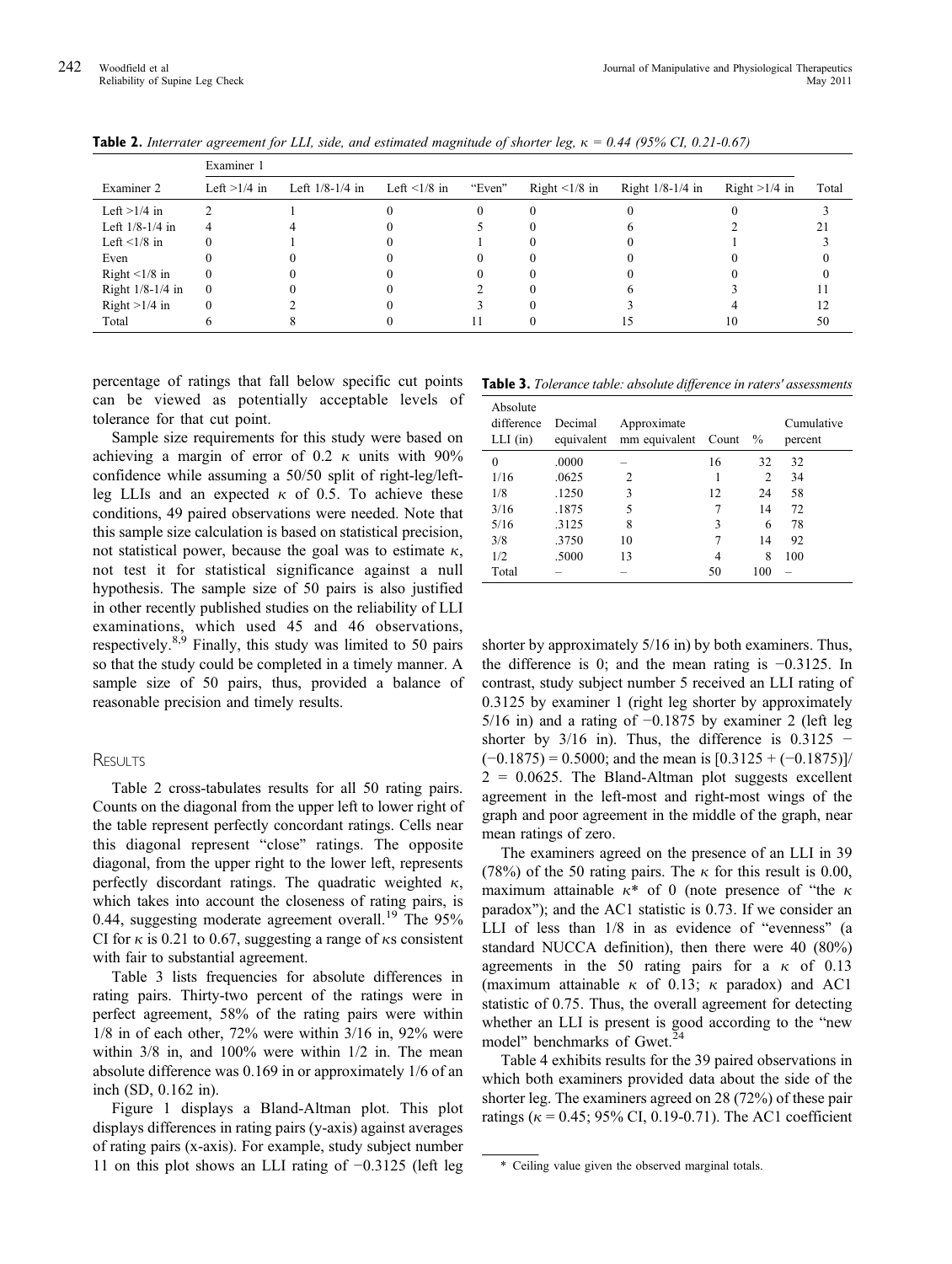**Table 2.** *Interrater agreement for LLI, side, and estimated magnitude of shorter leg, κ = 0.44 (95% CI, 0.21-0.67)*

| | Examiner 1 | | | | | | | |
|---|---|---|---|---|---|---|---|---|
| Examiner 2 | Left >1/4 in | Left 1/8-1/4 in | Left <1/8 in | "Even" | Right <1/8 in | Right 1/8-1/4 in | Right >1/4 in | Total |
| Left >1/4 in | 2 | 1 | 0 | 0 | 0 | 0 | 0 | 3 |
| Left 1/8-1/4 in | 4 | 4 | 0 | 5 | 0 | 6 | 2 | 21 |
| Left <1/8 in | 0 | 1 | 0 | 1 | 0 | 0 | 1 | 3 |
| Even | 0 | 0 | 0 | 0 | 0 | 0 | 0 | 0 |
| Right <1/8 in | 0 | 0 | 0 | 0 | 0 | 0 | 0 | 0 |
| Right 1/8-1/4 in | 0 | 0 | 0 | 2 | 0 | 6 | 3 | 11 |
| Right >1/4 in | 0 | 2 | 0 | 3 | 0 | 3 | 4 | 12 |
| Total | 6 | 8 | 0 | 11 | 0 | 15 | 10 | 50 |

percentage of ratings that fall below specific cut points can be viewed as potentially acceptable levels of tolerance for that cut point.

Sample size requirements for this study were based on achieving a margin of error of 0.2 κ units with 90% confidence while assuming a 50/50 split of right-leg/left-leg LLIs and an expected κ of 0.5. To achieve these conditions, 49 paired observations were needed. Note that this sample size calculation is based on statistical precision, not statistical power, because the goal was to estimate κ, not test it for statistical significance against a null hypothesis. The sample size of 50 pairs is also justified in other recently published studies on the reliability of LLI examinations, which used 45 and 46 observations, respectively.[8,9] Finally, this study was limited to 50 pairs so that the study could be completed in a timely manner. A sample size of 50 pairs, thus, provided a balance of reasonable precision and timely results.

## Results

Table 2 cross-tabulates results for all 50 rating pairs. Counts on the diagonal from the upper left to lower right of the table represent perfectly concordant ratings. Cells near this diagonal represent "close" ratings. The opposite diagonal, from the upper right to the lower left, represents perfectly discordant ratings. The quadratic weighted κ, which takes into account the closeness of rating pairs, is 0.44, suggesting moderate agreement overall.[19] The 95% CI for κ is 0.21 to 0.67, suggesting a range of κs consistent with fair to substantial agreement.

Table 3 lists frequencies for absolute differences in rating pairs. Thirty-two percent of the ratings were in perfect agreement, 58% of the rating pairs were within 1/8 in of each other, 72% were within 3/16 in, 92% were within 3/8 in, and 100% were within 1/2 in. The mean absolute difference was 0.169 in or approximately 1/6 of an inch (SD, 0.162 in).

Figure 1 displays a Bland-Altman plot. This plot displays differences in rating pairs (y-axis) against averages of rating pairs (x-axis). For example, study subject number 11 on this plot shows an LLI rating of −0.3125 (left leg shorter by approximately 5/16 in) by both examiners. Thus, the difference is 0; and the mean rating is −0.3125. In contrast, study subject number 5 received an LLI rating of 0.3125 by examiner 1 (right leg shorter by approximately 5/16 in) and a rating of −0.1875 by examiner 2 (left leg shorter by 3/16 in). Thus, the difference is 0.3125 − (−0.1875) = 0.5000; and the mean is [0.3125 + (−0.1875)]/2 = 0.0625. The Bland-Altman plot suggests excellent agreement in the left-most and right-most wings of the graph and poor agreement in the middle of the graph, near mean ratings of zero.

**Table 3.** *Tolerance table: absolute difference in raters' assessments*

| Absolute difference LLI (in) | Decimal equivalent | Approximate mm equivalent | Count | % | Cumulative percent |
|---|---|---|---|---|---|
| 0 | .0000 | – | 16 | 32 | 32 |
| 1/16 | .0625 | 2 | 1 | 2 | 34 |
| 1/8 | .1250 | 3 | 12 | 24 | 58 |
| 3/16 | .1875 | 5 | 7 | 14 | 72 |
| 5/16 | .3125 | 8 | 3 | 6 | 78 |
| 3/8 | .3750 | 10 | 7 | 14 | 92 |
| 1/2 | .5000 | 13 | 4 | 8 | 100 |
| Total | – | – | 50 | 100 | – |

The examiners agreed on the presence of an LLI in 39 (78%) of the 50 rating pairs. The κ for this result is 0.00, maximum attainable κ* of 0 (note presence of "the κ paradox"); and the AC1 statistic is 0.73. If we consider an LLI of less than 1/8 in as evidence of "evenness" (a standard NUCCA definition), then there were 40 (80%) agreements in the 50 rating pairs for a κ of 0.13 (maximum attainable κ of 0.13; κ paradox) and AC1 statistic of 0.75. Thus, the overall agreement for detecting whether an LLI is present is good according to the "new model" benchmarks of Gwet.[24]

Table 4 exhibits results for the 39 paired observations in which both examiners provided data about the side of the shorter leg. The examiners agreed on 28 (72%) of these pair ratings (κ = 0.45; 95% CI, 0.19-0.71). The AC1 coefficient

\* Ceiling value given the observed marginal totals.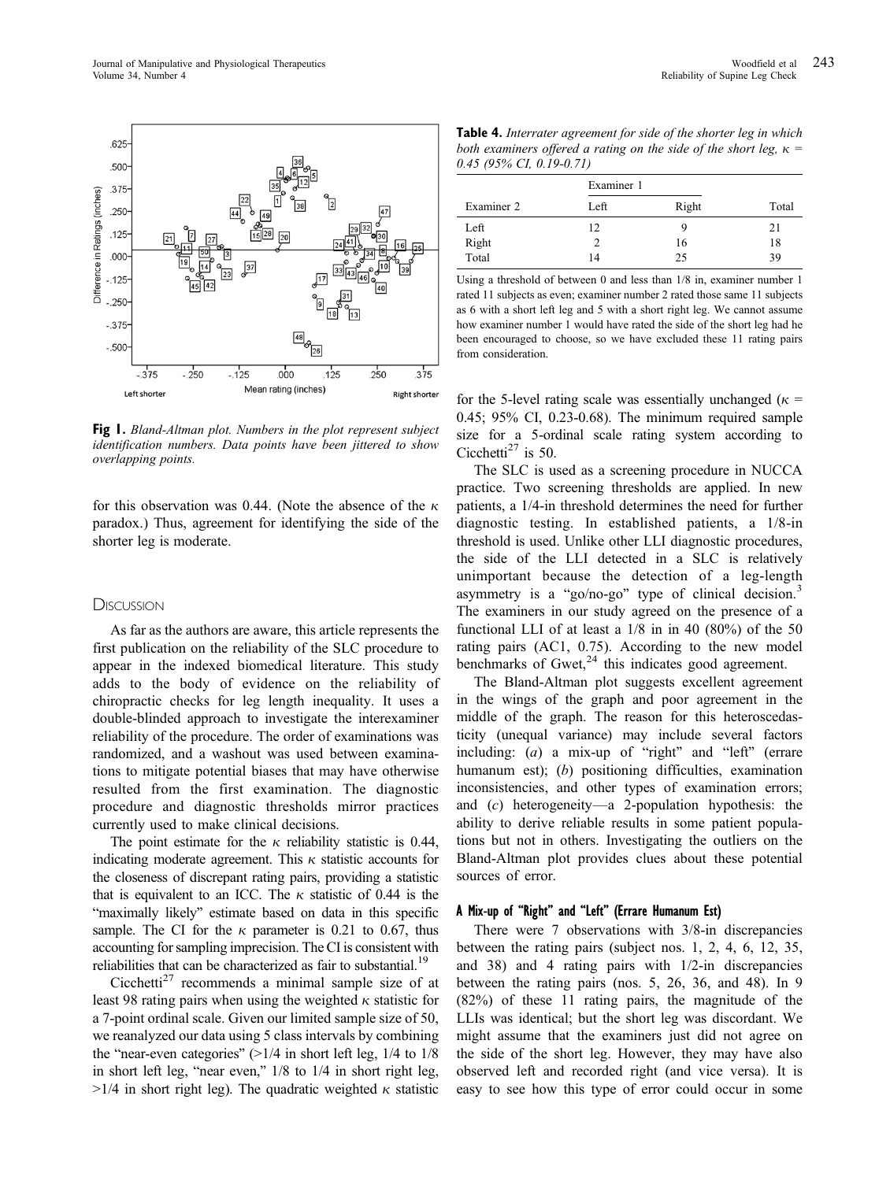**Fig 1.** *Bland-Altman plot. Numbers in the plot represent subject identification numbers. Data points have been jittered to show overlapping points.*

for this observation was 0.44. (Note the absence of the κ paradox.) Thus, agreement for identifying the side of the shorter leg is moderate.

**Table 4.** *Interrater agreement for side of the shorter leg in which both examiners offered a rating on the side of the short leg, κ = 0.45 (95% CI, 0.19-0.71)*

| | Examiner 1 | | |
|---|---|---|---|
| Examiner 2 | Left | Right | Total |
| Left | 12 | 9 | 21 |
| Right | 2 | 16 | 18 |
| Total | 14 | 25 | 39 |

Using a threshold of between 0 and less than 1/8 in, examiner number 1 rated 11 subjects as even; examiner number 2 rated those same 11 subjects as 6 with a short left leg and 5 with a short right leg. We cannot assume how examiner number 1 would have rated the side of the short leg had he been encouraged to choose, so we have excluded these 11 rating pairs from consideration.

## Discussion

As far as the authors are aware, this article represents the first publication on the reliability of the SLC procedure to appear in the indexed biomedical literature. This study adds to the body of evidence on the reliability of chiropractic checks for leg length inequality. It uses a double-blinded approach to investigate the interexaminer reliability of the procedure. The order of examinations was randomized, and a washout was used between examinations to mitigate potential biases that may have otherwise resulted from the first examination. The diagnostic procedure and diagnostic thresholds mirror practices currently used to make clinical decisions.

The point estimate for the κ reliability statistic is 0.44, indicating moderate agreement. This κ statistic accounts for the closeness of discrepant rating pairs, providing a statistic that is equivalent to an ICC. The κ statistic of 0.44 is the "maximally likely" estimate based on data in this specific sample. The CI for the κ parameter is 0.21 to 0.67, thus accounting for sampling imprecision. The CI is consistent with reliabilities that can be characterized as fair to substantial.[19]

Cicchetti[27] recommends a minimal sample size of at least 98 rating pairs when using the weighted κ statistic for a 7-point ordinal scale. Given our limited sample size of 50, we reanalyzed our data using 5 class intervals by combining the "near-even categories" (>1/4 in short left leg, 1/4 to 1/8 in short left leg, "near even," 1/8 to 1/4 in short right leg, >1/4 in short right leg). The quadratic weighted κ statistic for the 5-level rating scale was essentially unchanged (κ = 0.45; 95% CI, 0.23-0.68). The minimum required sample size for a 5-ordinal scale rating system according to Cicchetti[27] is 50.

The SLC is used as a screening procedure in NUCCA practice. Two screening thresholds are applied. In new patients, a 1/4-in threshold determines the need for further diagnostic testing. In established patients, a 1/8-in threshold is used. Unlike other LLI diagnostic procedures, the side of the LLI detected in a SLC is relatively unimportant because the detection of a leg-length asymmetry is a "go/no-go" type of clinical decision.[3] The examiners in our study agreed on the presence of a functional LLI of at least a 1/8 in in 40 (80%) of the 50 rating pairs (AC1, 0.75). According to the new model benchmarks of Gwet,[24] this indicates good agreement.

The Bland-Altman plot suggests excellent agreement in the wings of the graph and poor agreement in the middle of the graph. The reason for this heteroscedasticity (unequal variance) may include several factors including: (*a*) a mix-up of "right" and "left" (errare humanum est); (*b*) positioning difficulties, examination inconsistencies, and other types of examination errors; and (*c*) heterogeneity—a 2-population hypothesis: the ability to derive reliable results in some patient populations but not in others. Investigating the outliers on the Bland-Altman plot provides clues about these potential sources of error.

### A Mix-up of "Right" and "Left" (Errare Humanum Est)

There were 7 observations with 3/8-in discrepancies between the rating pairs (subject nos. 1, 2, 4, 6, 12, 35, and 38) and 4 rating pairs with 1/2-in discrepancies between the rating pairs (nos. 5, 26, 36, and 48). In 9 (82%) of these 11 rating pairs, the magnitude of the LLIs was identical; but the short leg was discordant. We might assume that the examiners just did not agree on the side of the short leg. However, they may have also observed left and recorded right (and vice versa). It is easy to see how this type of error could occur in some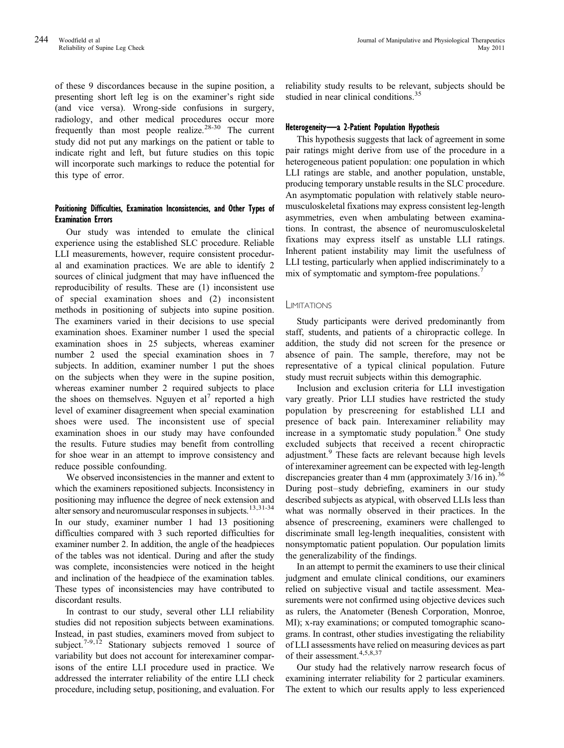of these 9 discordances because in the supine position, a presenting short left leg is on the examiner's right side (and vice versa). Wrong-side confusions in surgery, radiology, and other medical procedures occur more frequently than most people realize.[28-30] The current study did not put any markings on the patient or table to indicate right and left, but future studies on this topic will incorporate such markings to reduce the potential for this type of error.

#### Positioning Difficulties, Examination Inconsistencies, and Other Types of Examination Errors

Our study was intended to emulate the clinical experience using the established SLC procedure. Reliable LLI measurements, however, require consistent procedural and examination practices. We are able to identify 2 sources of clinical judgment that may have influenced the reproducibility of results. These are (1) inconsistent use of special examination shoes and (2) inconsistent methods in positioning of subjects into supine position. The examiners varied in their decisions to use special examination shoes. Examiner number 1 used the special examination shoes in 25 subjects, whereas examiner number 2 used the special examination shoes in 7 subjects. In addition, examiner number 1 put the shoes on the subjects when they were in the supine position, whereas examiner number 2 required subjects to place the shoes on themselves. Nguyen et al[7] reported a high level of examiner disagreement when special examination shoes were used. The inconsistent use of special examination shoes in our study may have confounded the results. Future studies may benefit from controlling for shoe wear in an attempt to improve consistency and reduce possible confounding.

We observed inconsistencies in the manner and extent to which the examiners repositioned subjects. Inconsistency in positioning may influence the degree of neck extension and alter sensory and neuromuscular responses in subjects.[13,31-34] In our study, examiner number 1 had 13 positioning difficulties compared with 3 such reported difficulties for examiner number 2. In addition, the angle of the headpieces of the tables was not identical. During and after the study was complete, inconsistencies were noticed in the height and inclination of the headpiece of the examination tables. These types of inconsistencies may have contributed to discordant results.

In contrast to our study, several other LLI reliability studies did not reposition subjects between examinations. Instead, in past studies, examiners moved from subject to subject.[7-9,12] Stationary subjects removed 1 source of variability but does not account for interexaminer comparisons of the entire LLI procedure used in practice. We addressed the interrater reliability of the entire LLI check procedure, including setup, positioning, and evaluation. For reliability study results to be relevant, subjects should be studied in near clinical conditions.[35]

#### Heterogeneity—a 2-Patient Population Hypothesis

This hypothesis suggests that lack of agreement in some pair ratings might derive from use of the procedure in a heterogeneous patient population: one population in which LLI ratings are stable, and another population, unstable, producing temporary unstable results in the SLC procedure. An asymptomatic population with relatively stable neuromusculoskeletal fixations may express consistent leg-length asymmetries, even when ambulating between examinations. In contrast, the absence of neuromusculoskeletal fixations may express itself as unstable LLI ratings. Inherent patient instability may limit the usefulness of LLI testing, particularly when applied indiscriminately to a mix of symptomatic and symptom-free populations.[7]

### Limitations

Study participants were derived predominantly from staff, students, and patients of a chiropractic college. In addition, the study did not screen for the presence or absence of pain. The sample, therefore, may not be representative of a typical clinical population. Future study must recruit subjects within this demographic.

Inclusion and exclusion criteria for LLI investigation vary greatly. Prior LLI studies have restricted the study population by prescreening for established LLI and presence of back pain. Interexaminer reliability may increase in a symptomatic study population.[8] One study excluded subjects that received a recent chiropractic adjustment.[9] These facts are relevant because high levels of interexaminer agreement can be expected with leg-length discrepancies greater than 4 mm (approximately 3/16 in).[36] During post–study debriefing, examiners in our study described subjects as atypical, with observed LLIs less than what was normally observed in their practices. In the absence of prescreening, examiners were challenged to discriminate small leg-length inequalities, consistent with nonsymptomatic patient population. Our population limits the generalizability of the findings.

In an attempt to permit the examiners to use their clinical judgment and emulate clinical conditions, our examiners relied on subjective visual and tactile assessment. Measurements were not confirmed using objective devices such as rulers, the Anatometer (Benesh Corporation, Monroe, MI); x-ray examinations; or computed tomographic scanograms. In contrast, other studies investigating the reliability of LLI assessments have relied on measuring devices as part of their assessment.[4,5,8,37]

Our study had the relatively narrow research focus of examining interrater reliability for 2 particular examiners. The extent to which our results apply to less experienced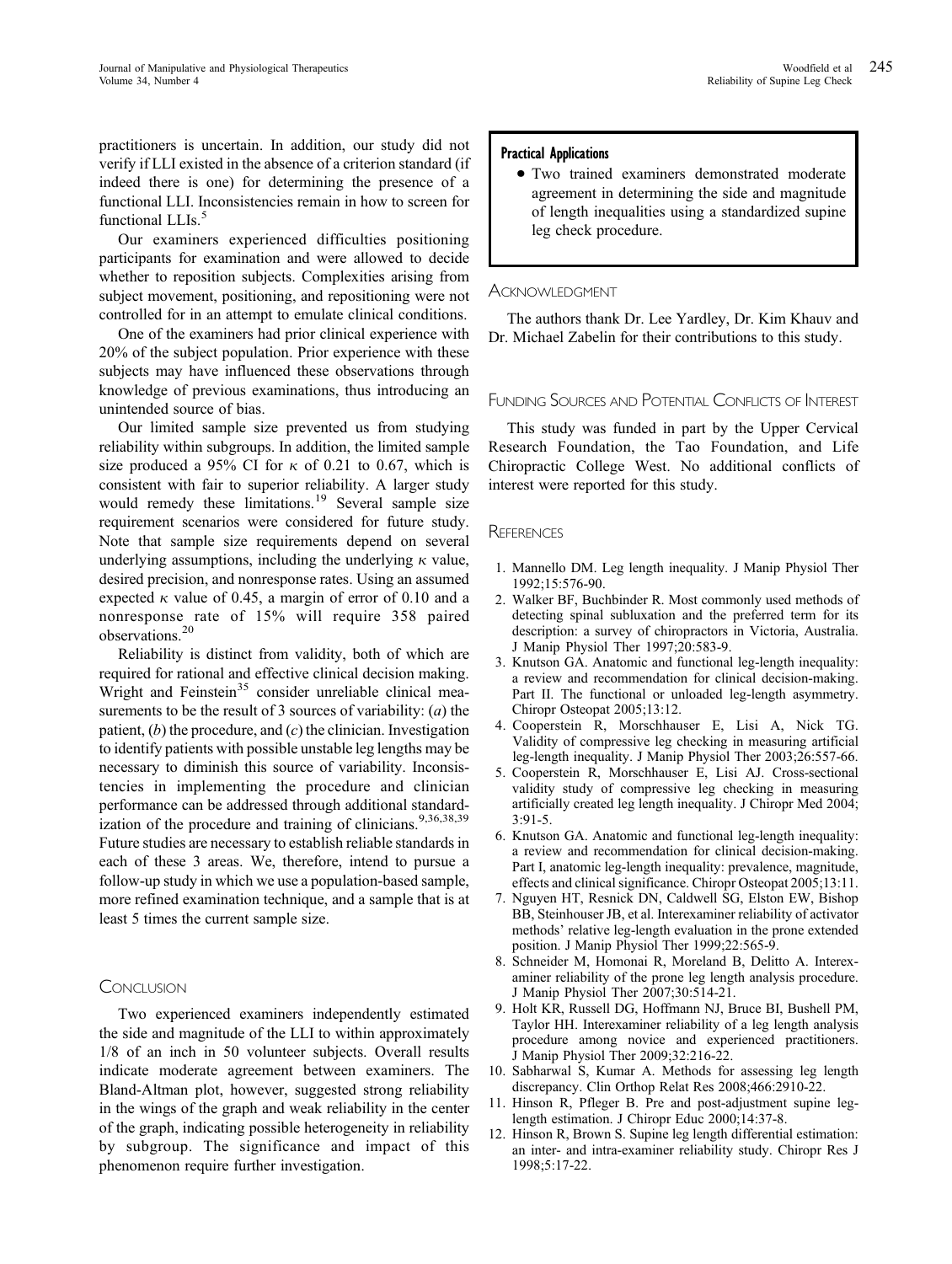practitioners is uncertain. In addition, our study did not verify if LLI existed in the absence of a criterion standard (if indeed there is one) for determining the presence of a functional LLI. Inconsistencies remain in how to screen for functional LLIs.[5]

Our examiners experienced difficulties positioning participants for examination and were allowed to decide whether to reposition subjects. Complexities arising from subject movement, positioning, and repositioning were not controlled for in an attempt to emulate clinical conditions.

One of the examiners had prior clinical experience with 20% of the subject population. Prior experience with these subjects may have influenced these observations through knowledge of previous examinations, thus introducing an unintended source of bias.

Our limited sample size prevented us from studying reliability within subgroups. In addition, the limited sample size produced a 95% CI for $\kappa$ of 0.21 to 0.67, which is consistent with fair to superior reliability. A larger study would remedy these limitations.[19] Several sample size requirement scenarios were considered for future study. Note that sample size requirements depend on several underlying assumptions, including the underlying $\kappa$ value, desired precision, and nonresponse rates. Using an assumed expected $\kappa$ value of 0.45, a margin of error of 0.10 and a nonresponse rate of 15% will require 358 paired observations.[20]

Reliability is distinct from validity, both of which are required for rational and effective clinical decision making. Wright and Feinstein[35] consider unreliable clinical measurements to be the result of 3 sources of variability: (*a*) the patient, (*b*) the procedure, and (*c*) the clinician. Investigation to identify patients with possible unstable leg lengths may be necessary to diminish this source of variability. Inconsistencies in implementing the procedure and clinician performance can be addressed through additional standardization of the procedure and training of clinicians.[9,36,38,39] Future studies are necessary to establish reliable standards in each of these 3 areas. We, therefore, intend to pursue a follow-up study in which we use a population-based sample, more refined examination technique, and a sample that is at least 5 times the current sample size.

## Conclusion

Two experienced examiners independently estimated the side and magnitude of the LLI to within approximately 1/8 of an inch in 50 volunteer subjects. Overall results indicate moderate agreement between examiners. The Bland-Altman plot, however, suggested strong reliability in the wings of the graph and weak reliability in the center of the graph, indicating possible heterogeneity in reliability by subgroup. The significance and impact of this phenomenon require further investigation.

**Practical Applications**

- Two trained examiners demonstrated moderate agreement in determining the side and magnitude of length inequalities using a standardized supine leg check procedure.

## Acknowledgment

The authors thank Dr. Lee Yardley, Dr. Kim Khauv and Dr. Michael Zabelin for their contributions to this study.

## Funding Sources and Potential Conflicts of Interest

This study was funded in part by the Upper Cervical Research Foundation, the Tao Foundation, and Life Chiropractic College West. No additional conflicts of interest were reported for this study.

## References

1. Mannello DM. Leg length inequality. J Manip Physiol Ther 1992;15:576-90.
2. Walker BF, Buchbinder R. Most commonly used methods of detecting spinal subluxation and the preferred term for its description: a survey of chiropractors in Victoria, Australia. J Manip Physiol Ther 1997;20:583-9.
3. Knutson GA. Anatomic and functional leg-length inequality: a review and recommendation for clinical decision-making. Part II. The functional or unloaded leg-length asymmetry. Chiropr Osteopat 2005;13:12.
4. Cooperstein R, Morschhauser E, Lisi A, Nick TG. Validity of compressive leg checking in measuring artificial leg-length inequality. J Manip Physiol Ther 2003;26:557-66.
5. Cooperstein R, Morschhauser E, Lisi AJ. Cross-sectional validity study of compressive leg checking in measuring artificially created leg length inequality. J Chiropr Med 2004; 3:91-5.
6. Knutson GA. Anatomic and functional leg-length inequality: a review and recommendation for clinical decision-making. Part I, anatomic leg-length inequality: prevalence, magnitude, effects and clinical significance. Chiropr Osteopat 2005;13:11.
7. Nguyen HT, Resnick DN, Caldwell SG, Elston EW, Bishop BB, Steinhouser JB, et al. Interexaminer reliability of activator methods' relative leg-length evaluation in the prone extended position. J Manip Physiol Ther 1999;22:565-9.
8. Schneider M, Homonai R, Moreland B, Delitto A. Interexaminer reliability of the prone leg length analysis procedure. J Manip Physiol Ther 2007;30:514-21.
9. Holt KR, Russell DG, Hoffmann NJ, Bruce BI, Bushell PM, Taylor HH. Interexaminer reliability of a leg length analysis procedure among novice and experienced practitioners. J Manip Physiol Ther 2009;32:216-22.
10. Sabharwal S, Kumar A. Methods for assessing leg length discrepancy. Clin Orthop Relat Res 2008;466:2910-22.
11. Hinson R, Pfleger B. Pre and post-adjustment supine leg-length estimation. J Chiropr Educ 2000;14:37-8.
12. Hinson R, Brown S. Supine leg length differential estimation: an inter- and intra-examiner reliability study. Chiropr Res J 1998;5:17-22.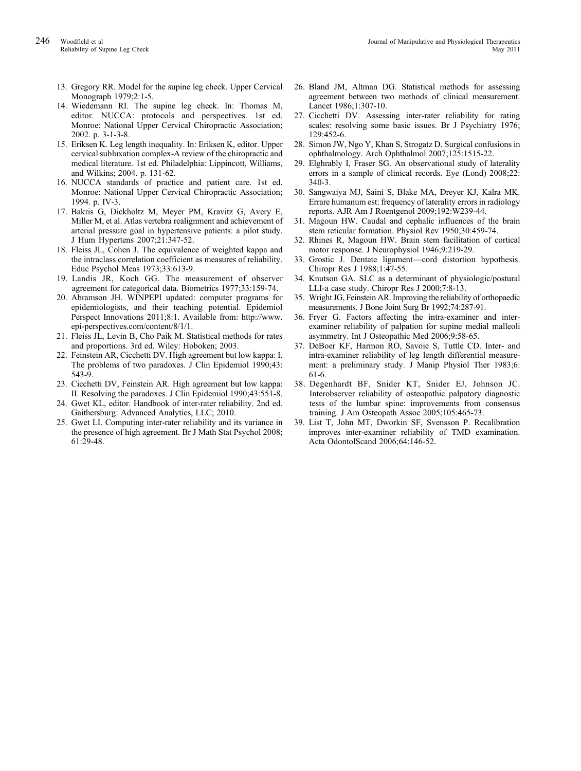13. Gregory RR. Model for the supine leg check. Upper Cervical Monograph 1979;2:1-5.
14. Wiedemann RI. The supine leg check. In: Thomas M, editor. NUCCA: protocols and perspectives. 1st ed. Monroe: National Upper Cervical Chiropractic Association; 2002. p. 3-1-3-8.
15. Eriksen K. Leg length inequality. In: Eriksen K, editor. Upper cervical subluxation complex-A review of the chiropractic and medical literature. 1st ed. Philadelphia: Lippincott, Williams, and Wilkins; 2004. p. 131-62.
16. NUCCA standards of practice and patient care. 1st ed. Monroe: National Upper Cervical Chiropractic Association; 1994. p. IV-3.
17. Bakris G, Dickholtz M, Meyer PM, Kravitz G, Avery E, Miller M, et al. Atlas vertebra realignment and achievement of arterial pressure goal in hypertensive patients: a pilot study. J Hum Hypertens 2007;21:347-52.
18. Fleiss JL, Cohen J. The equivalence of weighted kappa and the intraclass correlation coefficient as measures of reliability. Educ Psychol Meas 1973;33:613-9.
19. Landis JR, Koch GG. The measurement of observer agreement for categorical data. Biometrics 1977;33:159-74.
20. Abramson JH. WINPEPI updated: computer programs for epidemiologists, and their teaching potential. Epidemiol Perspect Innovations 2011;8:1. Available from: http://www.epi-perspectives.com/content/8/1/1.
21. Fleiss JL, Levin B, Cho Paik M. Statistical methods for rates and proportions. 3rd ed. Wiley: Hoboken; 2003.
22. Feinstein AR, Cicchetti DV. High agreement but low kappa: I. The problems of two paradoxes. J Clin Epidemiol 1990;43:543-9.
23. Cicchetti DV, Feinstein AR. High agreement but low kappa: II. Resolving the paradoxes. J Clin Epidemiol 1990;43:551-8.
24. Gwet KL, editor. Handbook of inter-rater reliability. 2nd ed. Gaithersburg: Advanced Analytics, LLC; 2010.
25. Gwet LI. Computing inter-rater reliability and its variance in the presence of high agreement. Br J Math Stat Psychol 2008;61:29-48.
26. Bland JM, Altman DG. Statistical methods for assessing agreement between two methods of clinical measurement. Lancet 1986;1:307-10.
27. Cicchetti DV. Assessing inter-rater reliability for rating scales: resolving some basic issues. Br J Psychiatry 1976;129:452-6.
28. Simon JW, Ngo Y, Khan S, Strogatz D. Surgical confusions in ophthalmology. Arch Ophthalmol 2007;125:1515-22.
29. Elghrably I, Fraser SG. An observational study of laterality errors in a sample of clinical records. Eye (Lond) 2008;22:340-3.
30. Sangwaiya MJ, Saini S, Blake MA, Dreyer KJ, Kalra MK. Errare humanum est: frequency of laterality errors in radiology reports. AJR Am J Roentgenol 2009;192:W239-44.
31. Magoun HW. Caudal and cephalic influences of the brain stem reticular formation. Physiol Rev 1950;30:459-74.
32. Rhines R, Magoun HW. Brain stem facilitation of cortical motor response. J Neurophysiol 1946;9:219-29.
33. Grostic J. Dentate ligament—cord distortion hypothesis. Chiropr Res J 1988;1:47-55.
34. Knutson GA. SLC as a determinant of physiologic/postural LLI-a case study. Chiropr Res J 2000;7:8-13.
35. Wright JG, Feinstein AR. Improving the reliability of orthopaedic measurements. J Bone Joint Surg Br 1992;74:287-91.
36. Fryer G. Factors affecting the intra-examiner and inter-examiner reliability of palpation for supine medial malleoli asymmetry. Int J Osteopathic Med 2006;9:58-65.
37. DeBoer KF, Harmon RO, Savoie S, Tuttle CD. Inter- and intra-examiner reliability of leg length differential measurement: a preliminary study. J Manip Physiol Ther 1983;6:61-6.
38. Degenhardt BF, Snider KT, Snider EJ, Johnson JC. Interobserver reliability of osteopathic palpatory diagnostic tests of the lumbar spine: improvements from consensus training. J Am Osteopath Assoc 2005;105:465-73.
39. List T, John MT, Dworkin SF, Svensson P. Recalibration improves inter-examiner reliability of TMD examination. Acta OdontolScand 2006;64:146-52.